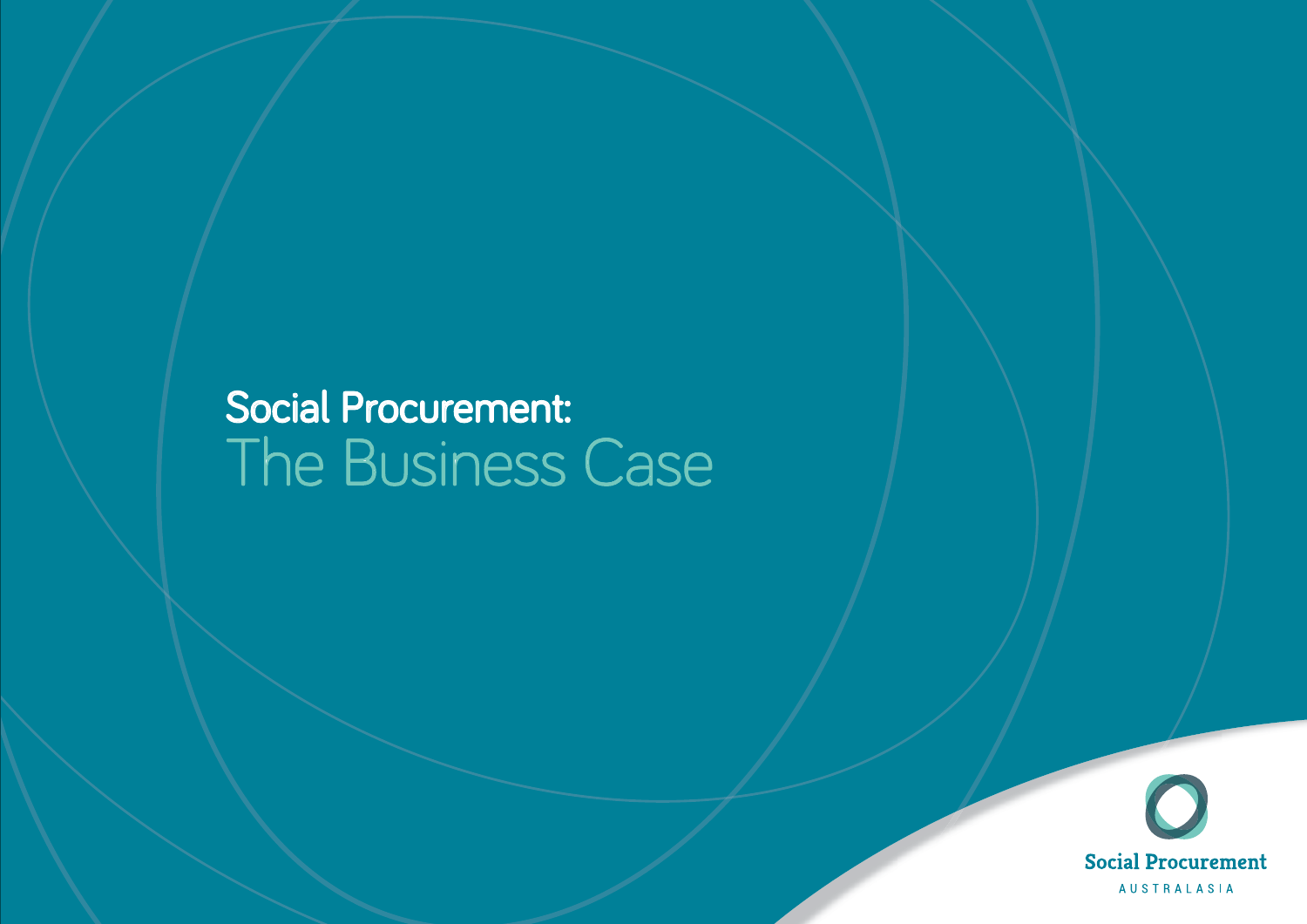# Social Procurement:
## The Business Case

Social Procurement

AUSTRALASIA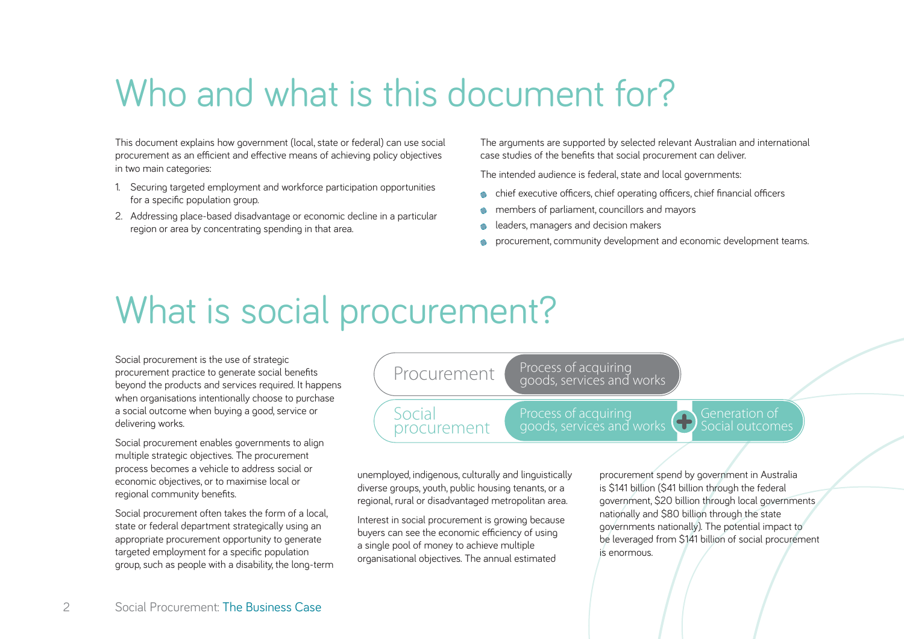# Who and what is this document for?

This document explains how government (local, state or federal) can use social procurement as an efficient and effective means of achieving policy objectives in two main categories:

1. Securing targeted employment and workforce participation opportunities for a specific population group.
2. Addressing place-based disadvantage or economic decline in a particular region or area by concentrating spending in that area.

The arguments are supported by selected relevant Australian and international case studies of the benefits that social procurement can deliver.

The intended audience is federal, state and local governments:

- chief executive officers, chief operating officers, chief financial officers
- members of parliament, councillors and mayors
- leaders, managers and decision makers
- procurement, community development and economic development teams.

# What is social procurement?

Social procurement is the use of strategic procurement practice to generate social benefits beyond the products and services required. It happens when organisations intentionally choose to purchase a social outcome when buying a good, service or delivering works.

Social procurement enables governments to align multiple strategic objectives. The procurement process becomes a vehicle to address social or economic objectives, or to maximise local or regional community benefits.

Social procurement often takes the form of a local, state or federal department strategically using an appropriate procurement opportunity to generate targeted employment for a specific population group, such as people with a disability, the long-term unemployed, indigenous, culturally and linguistically diverse groups, youth, public housing tenants, or a regional, rural or disadvantaged metropolitan area.

| | | | |
|---|---|---|---|
| Procurement | Process of acquiring goods, services and works | | |
| Social procurement | Process of acquiring goods, services and works | + | Generation of Social outcomes |

Interest in social procurement is growing because buyers can see the economic efficiency of using a single pool of money to achieve multiple organisational objectives. The annual estimated procurement spend by government in Australia is $141 billion ($41 billion through the federal government, $20 billion through local governments nationally and $80 billion through the state governments nationally). The potential impact to be leveraged from $141 billion of social procurement is enormous.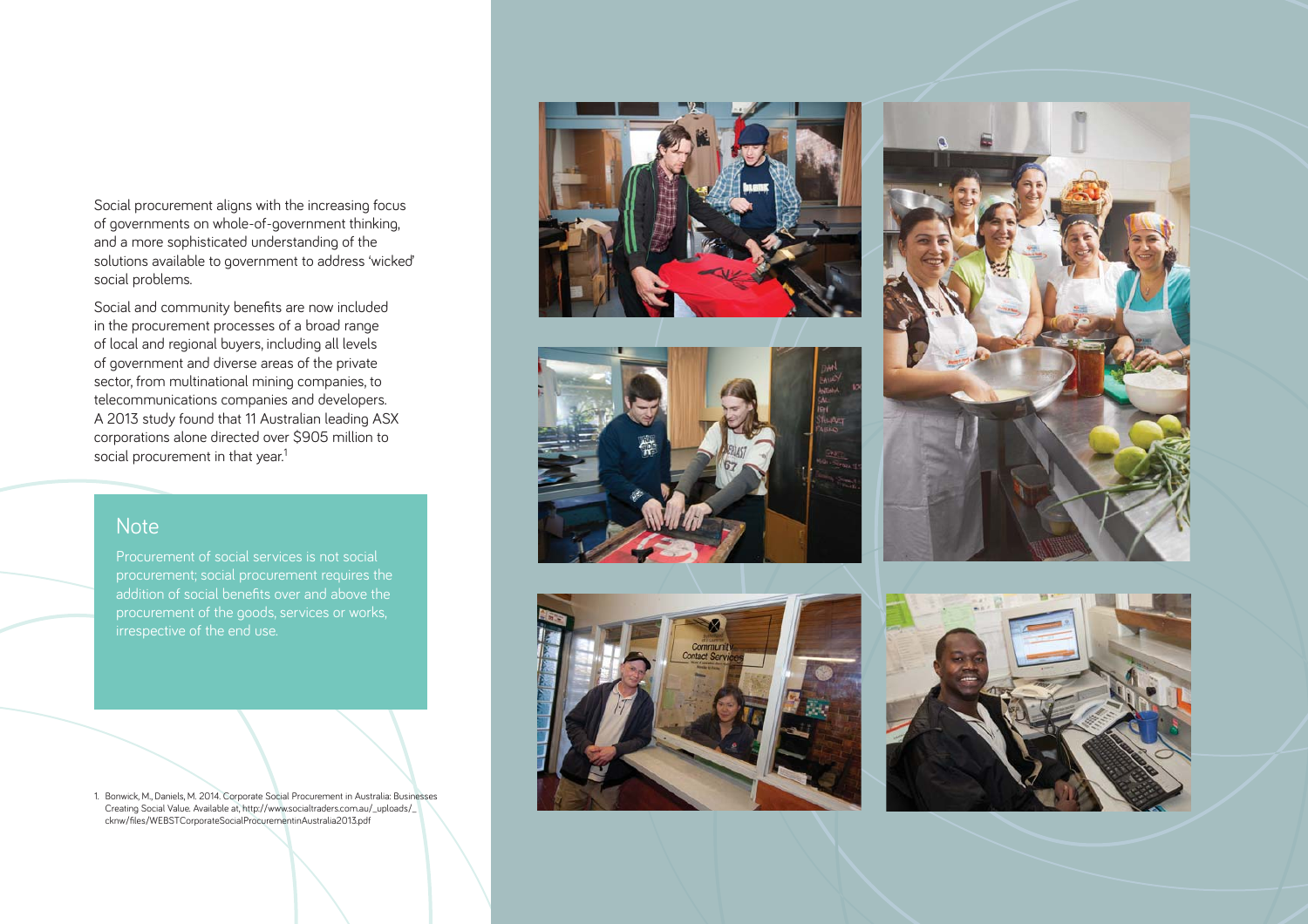Social procurement aligns with the increasing focus of governments on whole-of-government thinking, and a more sophisticated understanding of the solutions available to government to address 'wicked' social problems.

Social and community benefits are now included in the procurement processes of a broad range of local and regional buyers, including all levels of government and diverse areas of the private sector, from multinational mining companies, to telecommunications companies and developers. A 2013 study found that 11 Australian leading ASX corporations alone directed over $905 million to social procurement in that year.[1]

## Note

Procurement of social services is not social procurement; social procurement requires the addition of social benefits over and above the procurement of the goods, services or works, irrespective of the end use.

1. Bonwick, M., Daniels, M. 2014. Corporate Social Procurement in Australia: Businesses Creating Social Value. Available at, http://www.socialtraders.com.au/_uploads/_cknw/files/WEBSTCorporateSocialProcurementinAustralia2013.pdf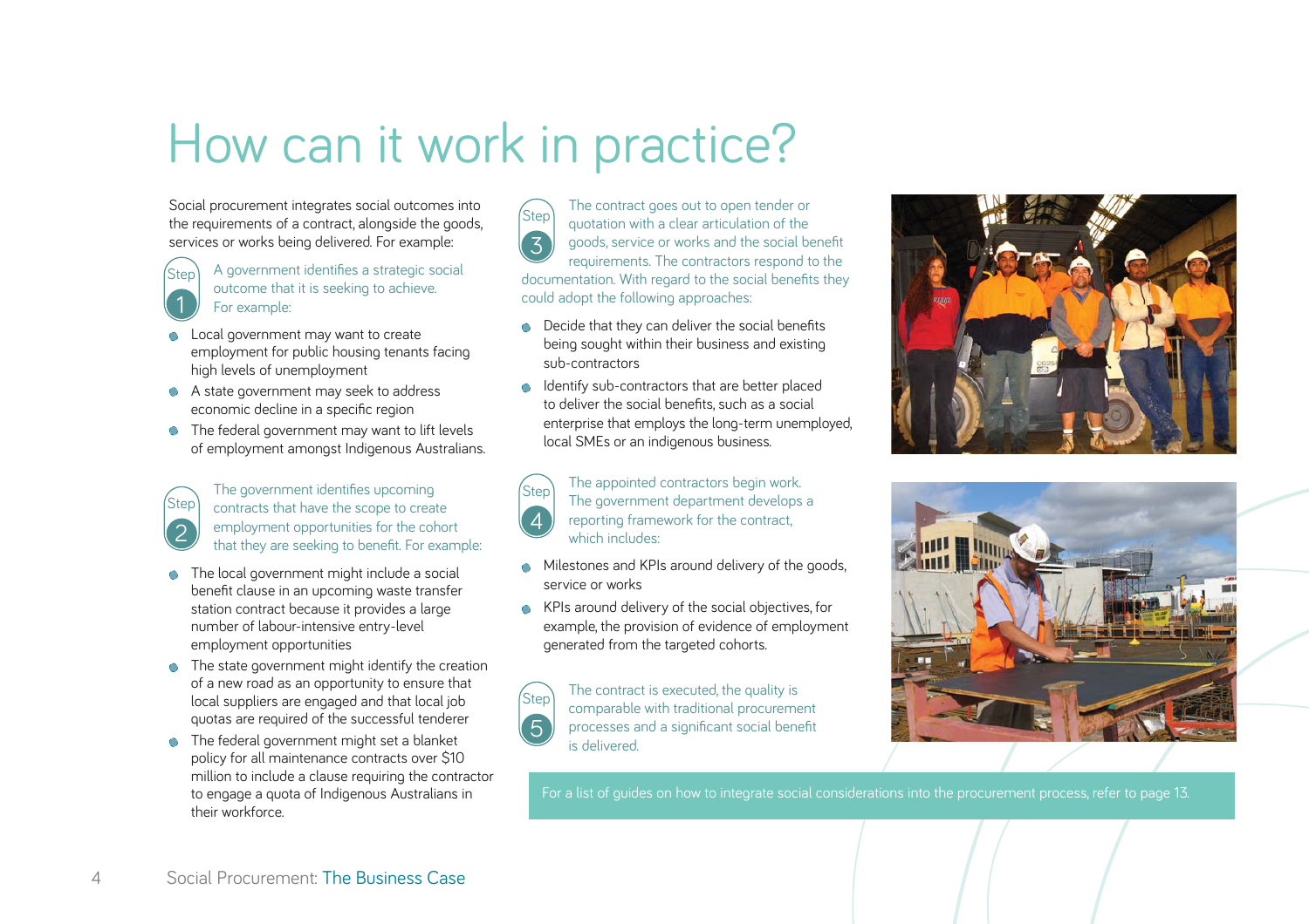# How can it work in practice?

Social procurement integrates social outcomes into the requirements of a contract, alongside the goods, services or works being delivered. For example:

**Step 1** A government identifies a strategic social outcome that it is seeking to achieve. For example:

- Local government may want to create employment for public housing tenants facing high levels of unemployment
- A state government may seek to address economic decline in a specific region
- The federal government may want to lift levels of employment amongst Indigenous Australians.

**Step 2** The government identifies upcoming contracts that have the scope to create employment opportunities for the cohort that they are seeking to benefit. For example:

- The local government might include a social benefit clause in an upcoming waste transfer station contract because it provides a large number of labour-intensive entry-level employment opportunities
- The state government might identify the creation of a new road as an opportunity to ensure that local suppliers are engaged and that local job quotas are required of the successful tenderer
- The federal government might set a blanket policy for all maintenance contracts over $10 million to include a clause requiring the contractor to engage a quota of Indigenous Australians in their workforce.

**Step 3** The contract goes out to open tender or quotation with a clear articulation of the goods, service or works and the social benefit requirements. The contractors respond to the documentation. With regard to the social benefits they could adopt the following approaches:

- Decide that they can deliver the social benefits being sought within their business and existing sub-contractors
- Identify sub-contractors that are better placed to deliver the social benefits, such as a social enterprise that employs the long-term unemployed, local SMEs or an indigenous business.

**Step 4** The appointed contractors begin work. The government department develops a reporting framework for the contract, which includes:

- Milestones and KPIs around delivery of the goods, service or works
- KPIs around delivery of the social objectives, for example, the provision of evidence of employment generated from the targeted cohorts.

**Step 5** The contract is executed, the quality is comparable with traditional procurement processes and a significant social benefit is delivered.

For a list of guides on how to integrate social considerations into the procurement process, refer to page 13.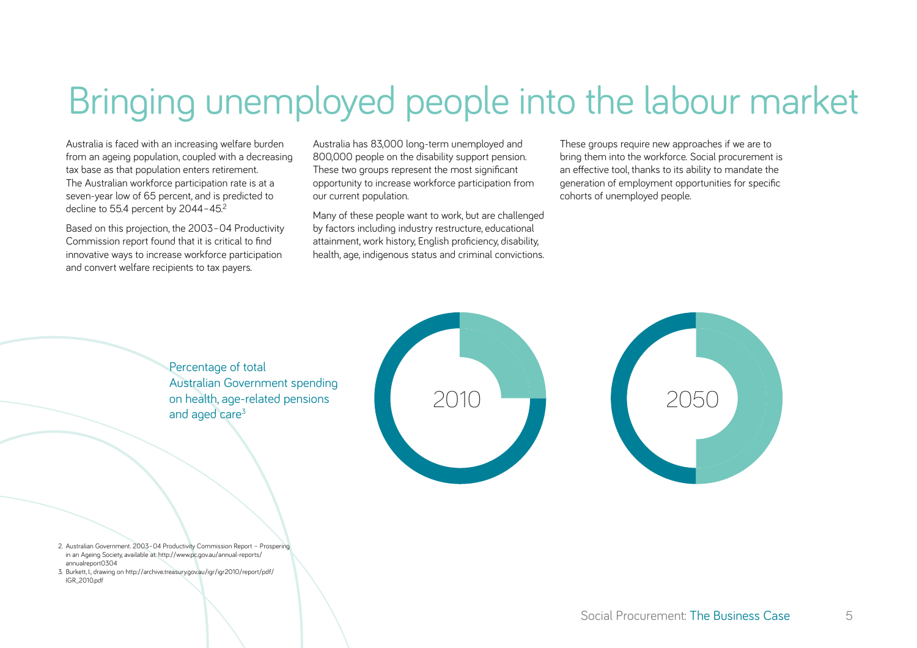# Bringing unemployed people into the labour market

Australia is faced with an increasing welfare burden from an ageing population, coupled with a decreasing tax base as that population enters retirement. The Australian workforce participation rate is at a seven-year low of 65 percent, and is predicted to decline to 55.4 percent by 2044–45.[2]

Based on this projection, the 2003–04 Productivity Commission report found that it is critical to find innovative ways to increase workforce participation and convert welfare recipients to tax payers.

Australia has 83,000 long-term unemployed and 800,000 people on the disability support pension. These two groups represent the most significant opportunity to increase workforce participation from our current population.

Many of these people want to work, but are challenged by factors including industry restructure, educational attainment, work history, English proficiency, disability, health, age, indigenous status and criminal convictions.

These groups require new approaches if we are to bring them into the workforce. Social procurement is an effective tool, thanks to its ability to mandate the generation of employment opportunities for specific cohorts of unemployed people.

Percentage of total Australian Government spending on health, age-related pensions and aged care[3]

2010

2050

2. Australian Government. 2003–04 Productivity Commission Report – Prospering in an Ageing Society, available at: http://www.pc.gov.au/annual-reports/annualreport0304
3. Burkett, I., drawing on http://archive.treasury.gov.au/igr/igr2010/report/pdf/IGR_2010.pdf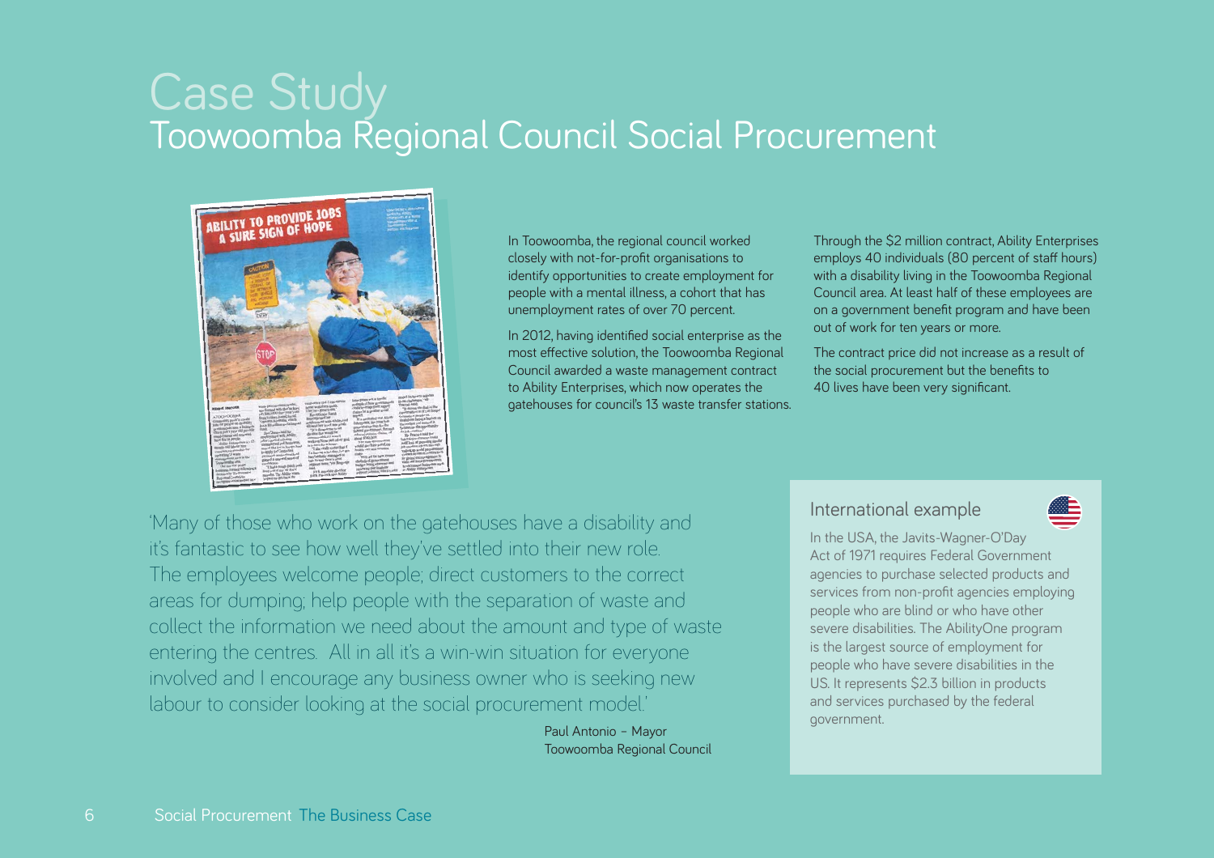# Case Study

## Toowoomba Regional Council Social Procurement

In Toowoomba, the regional council worked closely with not-for-profit organisations to identify opportunities to create employment for people with a mental illness, a cohort that has unemployment rates of over 70 percent.

In 2012, having identified social enterprise as the most effective solution, the Toowoomba Regional Council awarded a waste management contract to Ability Enterprises, which now operates the gatehouses for council's 13 waste transfer stations.

Through the $2 million contract, Ability Enterprises employs 40 individuals (80 percent of staff hours) with a disability living in the Toowoomba Regional Council area. At least half of these employees are on a government benefit program and have been out of work for ten years or more.

The contract price did not increase as a result of the social procurement but the benefits to 40 lives have been very significant.

'Many of those who work on the gatehouses have a disability and it's fantastic to see how well they've settled into their new role. The employees welcome people; direct customers to the correct areas for dumping; help people with the separation of waste and collect the information we need about the amount and type of waste entering the centres. All in all it's a win-win situation for everyone involved and I encourage any business owner who is seeking new labour to consider looking at the social procurement model.'

Paul Antonio – Mayor
Toowoomba Regional Council

### International example

In the USA, the Javits-Wagner-O'Day Act of 1971 requires Federal Government agencies to purchase selected products and services from non-profit agencies employing people who are blind or who have other severe disabilities. The AbilityOne program is the largest source of employment for people who have severe disabilities in the US. It represents $2.3 billion in products and services purchased by the federal government.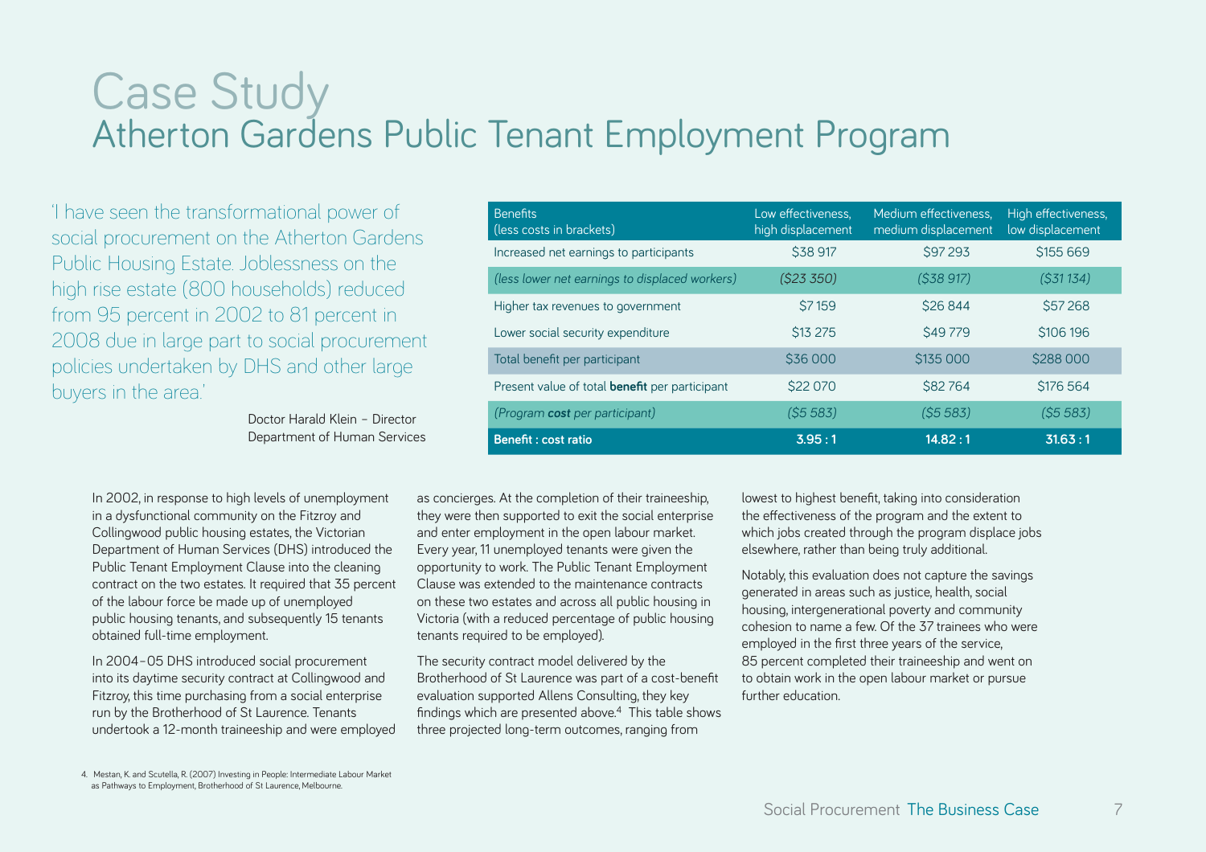# Case Study
## Atherton Gardens Public Tenant Employment Program

'I have seen the transformational power of social procurement on the Atherton Gardens Public Housing Estate. Joblessness on the high rise estate (800 households) reduced from 95 percent in 2002 to 81 percent in 2008 due in large part to social procurement policies undertaken by DHS and other large buyers in the area.'

Doctor Harald Klein – Director
Department of Human Services

| Benefits (less costs in brackets) | Low effectiveness, high displacement | Medium effectiveness, medium displacement | High effectiveness, low displacement |
|---|---|---|---|
| Increased net earnings to participants | $38 917 | $97 293 | $155 669 |
| *(less lower net earnings to displaced workers)* | *($23 350)* | *($38 917)* | *($31 134)* |
| Higher tax revenues to government | $7 159 | $26 844 | $57 268 |
| Lower social security expenditure | $13 275 | $49 779 | $106 196 |
| Total benefit per participant | $36 000 | $135 000 | $288 000 |
| Present value of total **benefit** per participant | $22 070 | $82 764 | $176 564 |
| *(Program **cost** per participant)* | *($5 583)* | *($5 583)* | *($5 583)* |
| **Benefit : cost ratio** | **3.95 : 1** | **14.82 : 1** | **31.63 : 1** |

In 2002, in response to high levels of unemployment in a dysfunctional community on the Fitzroy and Collingwood public housing estates, the Victorian Department of Human Services (DHS) introduced the Public Tenant Employment Clause into the cleaning contract on the two estates. It required that 35 percent of the labour force be made up of unemployed public housing tenants, and subsequently 15 tenants obtained full-time employment.

In 2004–05 DHS introduced social procurement into its daytime security contract at Collingwood and Fitzroy, this time purchasing from a social enterprise run by the Brotherhood of St Laurence. Tenants undertook a 12-month traineeship and were employed as concierges. At the completion of their traineeship, they were then supported to exit the social enterprise and enter employment in the open labour market. Every year, 11 unemployed tenants were given the opportunity to work. The Public Tenant Employment Clause was extended to the maintenance contracts on these two estates and across all public housing in Victoria (with a reduced percentage of public housing tenants required to be employed).

The security contract model delivered by the Brotherhood of St Laurence was part of a cost-benefit evaluation supported Allens Consulting, they key findings which are presented above.[4] This table shows three projected long-term outcomes, ranging from lowest to highest benefit, taking into consideration the effectiveness of the program and the extent to which jobs created through the program displace jobs elsewhere, rather than being truly additional.

Notably, this evaluation does not capture the savings generated in areas such as justice, health, social housing, intergenerational poverty and community cohesion to name a few. Of the 37 trainees who were employed in the first three years of the service, 85 percent completed their traineeship and went on to obtain work in the open labour market or pursue further education.

4. Mestan, K. and Scutella, R. (2007) Investing in People: Intermediate Labour Market as Pathways to Employment, Brotherhood of St Laurence, Melbourne.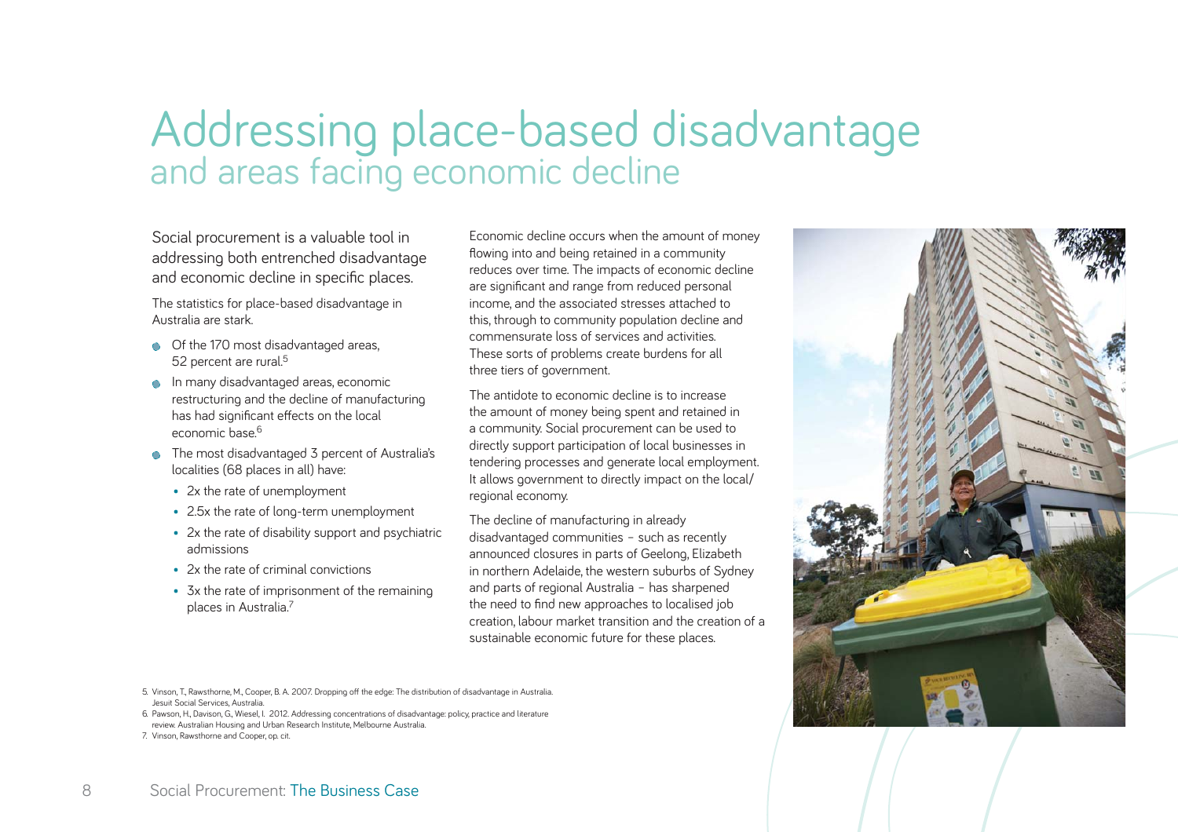# Addressing place-based disadvantage and areas facing economic decline

Social procurement is a valuable tool in addressing both entrenched disadvantage and economic decline in specific places.

The statistics for place-based disadvantage in Australia are stark.

- Of the 170 most disadvantaged areas, 52 percent are rural.[5]
- In many disadvantaged areas, economic restructuring and the decline of manufacturing has had significant effects on the local economic base.[6]
- The most disadvantaged 3 percent of Australia's localities (68 places in all) have:
  - 2x the rate of unemployment
  - 2.5x the rate of long-term unemployment
  - 2x the rate of disability support and psychiatric admissions
  - 2x the rate of criminal convictions
  - 3x the rate of imprisonment of the remaining places in Australia.[7]

Economic decline occurs when the amount of money flowing into and being retained in a community reduces over time. The impacts of economic decline are significant and range from reduced personal income, and the associated stresses attached to this, through to community population decline and commensurate loss of services and activities. These sorts of problems create burdens for all three tiers of government.

The antidote to economic decline is to increase the amount of money being spent and retained in a community. Social procurement can be used to directly support participation of local businesses in tendering processes and generate local employment. It allows government to directly impact on the local/regional economy.

The decline of manufacturing in already disadvantaged communities – such as recently announced closures in parts of Geelong, Elizabeth in northern Adelaide, the western suburbs of Sydney and parts of regional Australia – has sharpened the need to find new approaches to localised job creation, labour market transition and the creation of a sustainable economic future for these places.

5. Vinson, T., Rawsthorne, M., Cooper, B. A. 2007. Dropping off the edge: The distribution of disadvantage in Australia. Jesuit Social Services, Australia.
6. Pawson, H., Davison, G., Wiesel, I. 2012. Addressing concentrations of disadvantage: policy, practice and literature review. Australian Housing and Urban Research Institute, Melbourne Australia.
7. Vinson, Rawsthorne and Cooper, op. cit.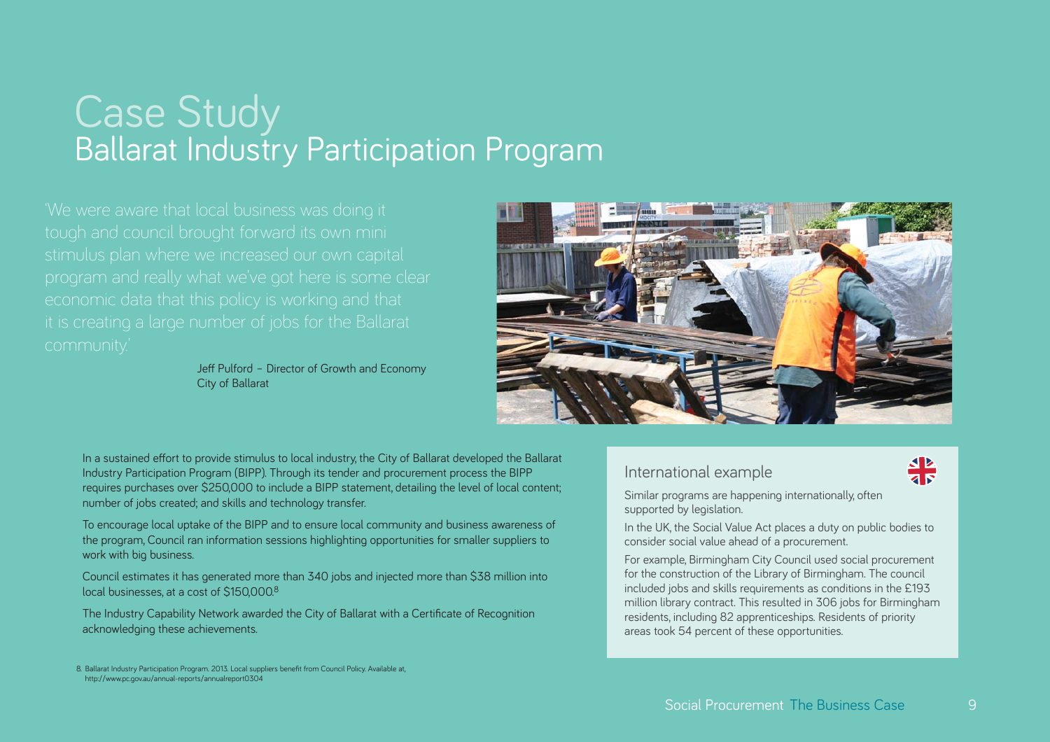# Case Study
## Ballarat Industry Participation Program

'We were aware that local business was doing it tough and council brought forward its own mini stimulus plan where we increased our own capital program and really what we've got here is some clear economic data that this policy is working and that it is creating a large number of jobs for the Ballarat community.'

Jeff Pulford – Director of Growth and Economy
City of Ballarat

In a sustained effort to provide stimulus to local industry, the City of Ballarat developed the Ballarat Industry Participation Program (BIPP). Through its tender and procurement process the BIPP requires purchases over $250,000 to include a BIPP statement, detailing the level of local content; number of jobs created; and skills and technology transfer.

To encourage local uptake of the BIPP and to ensure local community and business awareness of the program, Council ran information sessions highlighting opportunities for smaller suppliers to work with big business.

Council estimates it has generated more than 340 jobs and injected more than $38 million into local businesses, at a cost of $150,000.[8]

The Industry Capability Network awarded the City of Ballarat with a Certificate of Recognition acknowledging these achievements.

### International example

Similar programs are happening internationally, often supported by legislation.

In the UK, the Social Value Act places a duty on public bodies to consider social value ahead of a procurement.

For example, Birmingham City Council used social procurement for the construction of the Library of Birmingham. The council included jobs and skills requirements as conditions in the £193 million library contract. This resulted in 306 jobs for Birmingham residents, including 82 apprenticeships. Residents of priority areas took 54 percent of these opportunities.

8. Ballarat Industry Participation Program. 2013. Local suppliers benefit from Council Policy. Available at, http://www.pc.gov.au/annual-reports/annualreport0304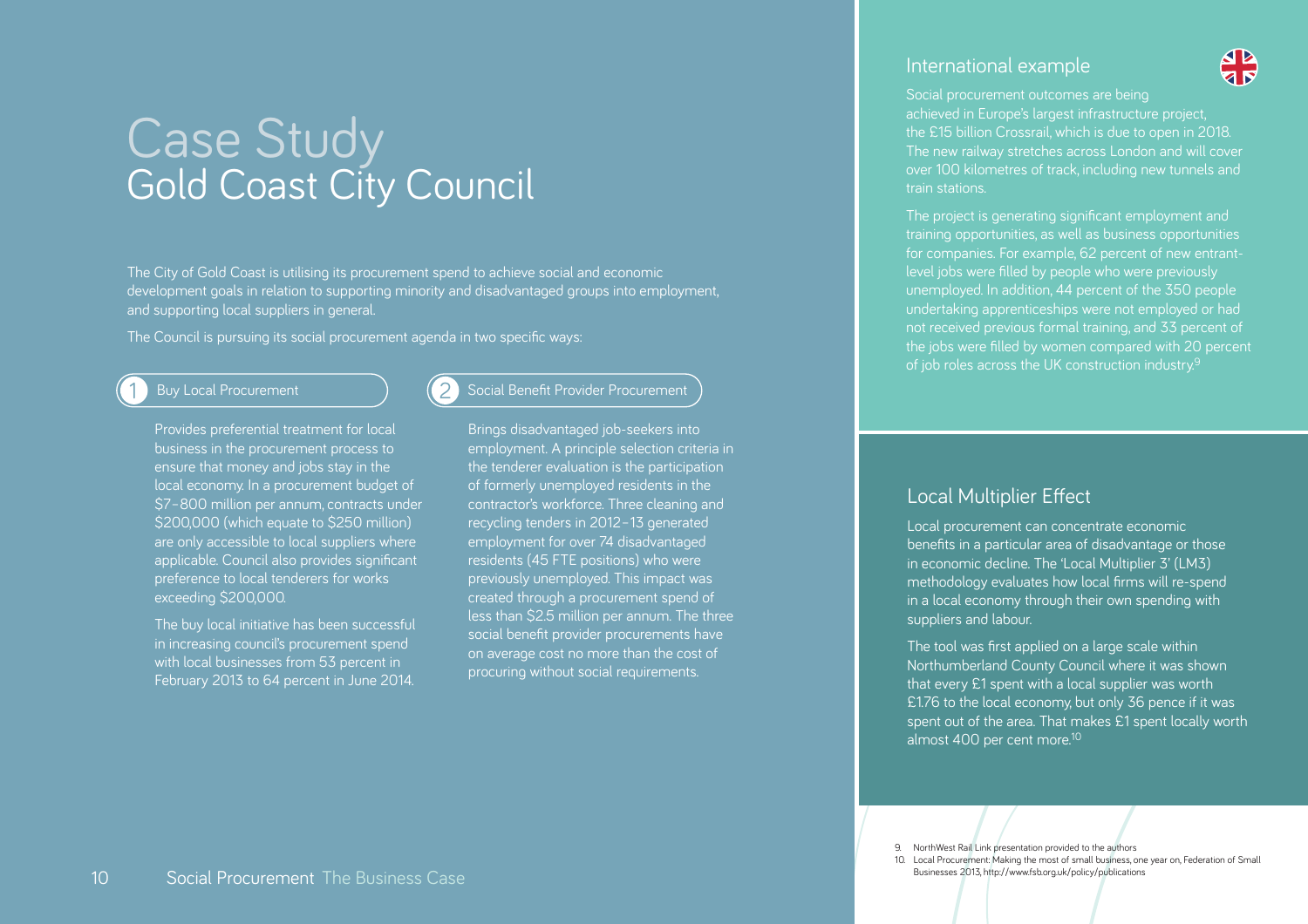# Case Study
## Gold Coast City Council

The City of Gold Coast is utilising its procurement spend to achieve social and economic development goals in relation to supporting minority and disadvantaged groups into employment, and supporting local suppliers in general.

The Council is pursuing its social procurement agenda in two specific ways:

### 1 Buy Local Procurement

Provides preferential treatment for local business in the procurement process to ensure that money and jobs stay in the local economy. In a procurement budget of $7–800 million per annum, contracts under $200,000 (which equate to $250 million) are only accessible to local suppliers where applicable. Council also provides significant preference to local tenderers for works exceeding $200,000.

The buy local initiative has been successful in increasing council's procurement spend with local businesses from 53 percent in February 2013 to 64 percent in June 2014.

### 2 Social Benefit Provider Procurement

Brings disadvantaged job-seekers into employment. A principle selection criteria in the tenderer evaluation is the participation of formerly unemployed residents in the contractor's workforce. Three cleaning and recycling tenders in 2012–13 generated employment for over 74 disadvantaged residents (45 FTE positions) who were previously unemployed. This impact was created through a procurement spend of less than $2.5 million per annum. The three social benefit provider procurements have on average cost no more than the cost of procuring without social requirements.

## International example

Social procurement outcomes are being achieved in Europe's largest infrastructure project, the £15 billion Crossrail, which is due to open in 2018. The new railway stretches across London and will cover over 100 kilometres of track, including new tunnels and train stations.

The project is generating significant employment and training opportunities, as well as business opportunities for companies. For example, 62 percent of new entrant-level jobs were filled by people who were previously unemployed. In addition, 44 percent of the 350 people undertaking apprenticeships were not employed or had not received previous formal training, and 33 percent of the jobs were filled by women compared with 20 percent of job roles across the UK construction industry.[9]

## Local Multiplier Effect

Local procurement can concentrate economic benefits in a particular area of disadvantage or those in economic decline. The 'Local Multiplier 3' (LM3) methodology evaluates how local firms will re-spend in a local economy through their own spending with suppliers and labour.

The tool was first applied on a large scale within Northumberland County Council where it was shown that every £1 spent with a local supplier was worth £1.76 to the local economy, but only 36 pence if it was spent out of the area. That makes £1 spent locally worth almost 400 per cent more.[10]

9. NorthWest Rail Link presentation provided to the authors
10. Local Procurement: Making the most of small business, one year on, Federation of Small Businesses 2013, http://www.fsb.org.uk/policy/publications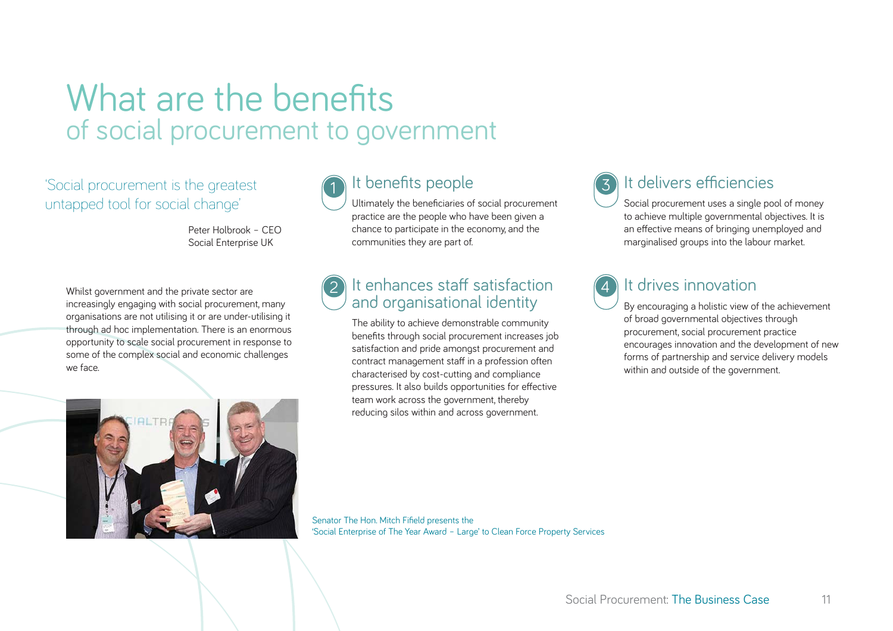# What are the benefits of social procurement to government

'Social procurement is the greatest untapped tool for social change'

Peter Holbrook – CEO
Social Enterprise UK

Whilst government and the private sector are increasingly engaging with social procurement, many organisations are not utilising it or are under-utilising it through ad hoc implementation. There is an enormous opportunity to scale social procurement in response to some of the complex social and economic challenges we face.

Senator The Hon. Mitch Fifield presents the 'Social Enterprise of The Year Award – Large' to Clean Force Property Services

## 1 It benefits people

Ultimately the beneficiaries of social procurement practice are the people who have been given a chance to participate in the economy, and the communities they are part of.

## 2 It enhances staff satisfaction and organisational identity

The ability to achieve demonstrable community benefits through social procurement increases job satisfaction and pride amongst procurement and contract management staff in a profession often characterised by cost-cutting and compliance pressures. It also builds opportunities for effective team work across the government, thereby reducing silos within and across government.

## 3 It delivers efficiencies

Social procurement uses a single pool of money to achieve multiple governmental objectives. It is an effective means of bringing unemployed and marginalised groups into the labour market.

## 4 It drives innovation

By encouraging a holistic view of the achievement of broad governmental objectives through procurement, social procurement practice encourages innovation and the development of new forms of partnership and service delivery models within and outside of the government.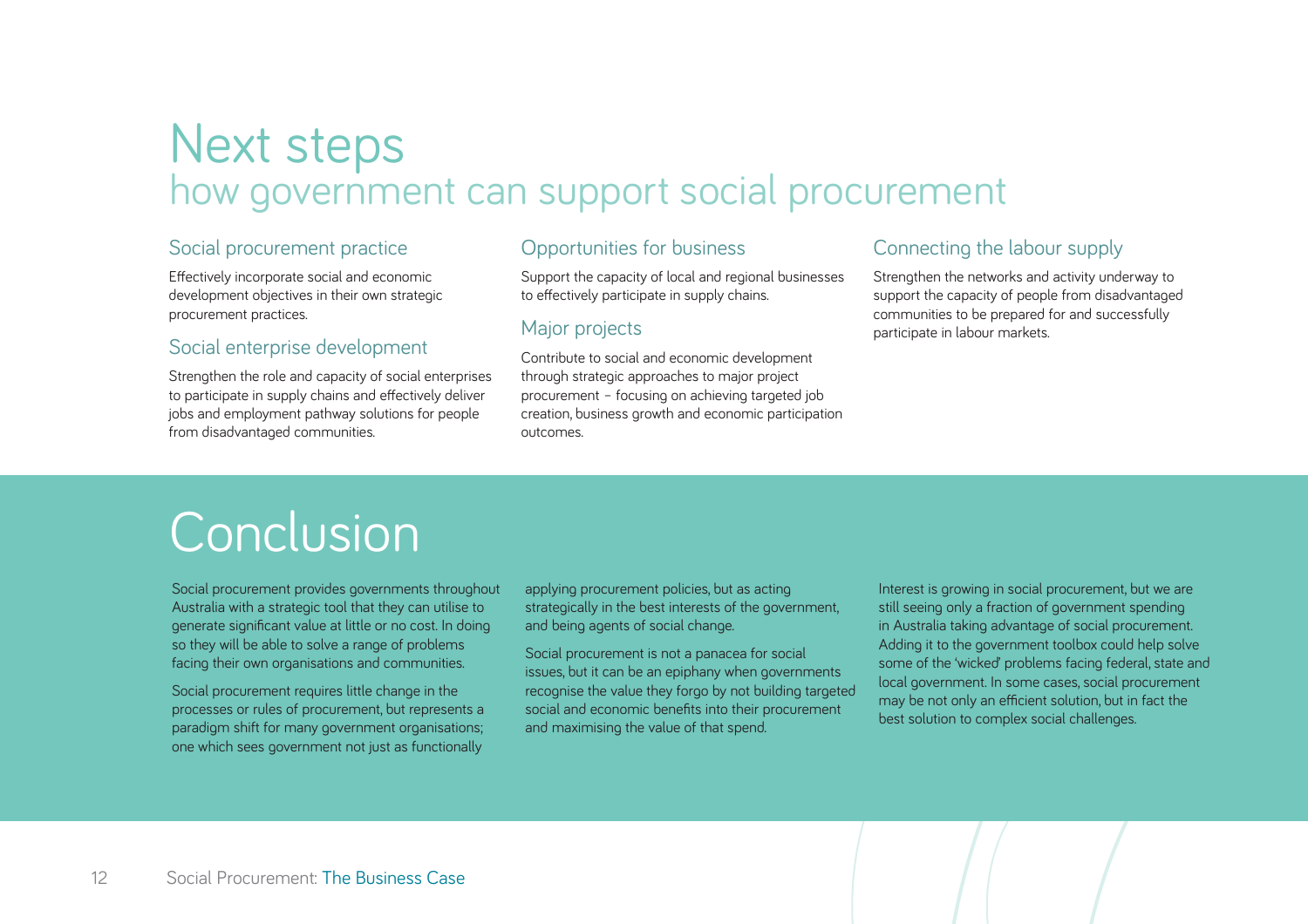# Next steps
## how government can support social procurement

### Social procurement practice

Effectively incorporate social and economic development objectives in their own strategic procurement practices.

### Social enterprise development

Strengthen the role and capacity of social enterprises to participate in supply chains and effectively deliver jobs and employment pathway solutions for people from disadvantaged communities.

### Opportunities for business

Support the capacity of local and regional businesses to effectively participate in supply chains.

### Major projects

Contribute to social and economic development through strategic approaches to major project procurement – focusing on achieving targeted job creation, business growth and economic participation outcomes.

### Connecting the labour supply

Strengthen the networks and activity underway to support the capacity of people from disadvantaged communities to be prepared for and successfully participate in labour markets.

# Conclusion

Social procurement provides governments throughout Australia with a strategic tool that they can utilise to generate significant value at little or no cost. In doing so they will be able to solve a range of problems facing their own organisations and communities.

Social procurement requires little change in the processes or rules of procurement, but represents a paradigm shift for many government organisations; one which sees government not just as functionally applying procurement policies, but as acting strategically in the best interests of the government, and being agents of social change.

Social procurement is not a panacea for social issues, but it can be an epiphany when governments recognise the value they forgo by not building targeted social and economic benefits into their procurement and maximising the value of that spend.

Interest is growing in social procurement, but we are still seeing only a fraction of government spending in Australia taking advantage of social procurement. Adding it to the government toolbox could help solve some of the 'wicked' problems facing federal, state and local government. In some cases, social procurement may be not only an efficient solution, but in fact the best solution to complex social challenges.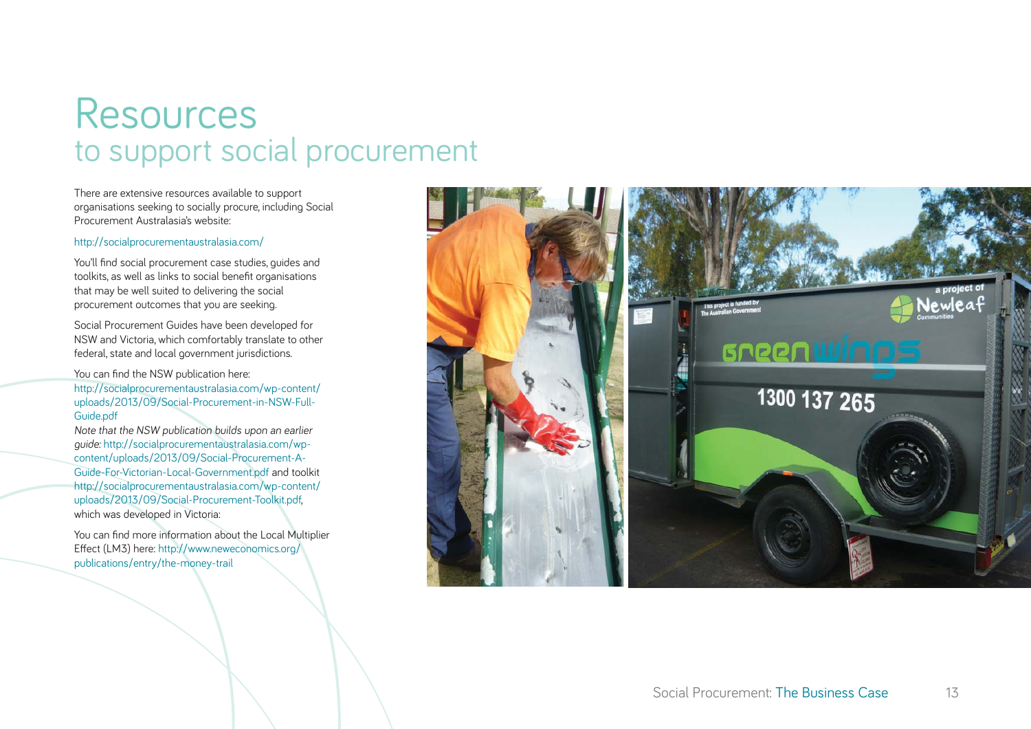# Resources
## to support social procurement

There are extensive resources available to support organisations seeking to socially procure, including Social Procurement Australasia's website:

http://socialprocurementaustralasia.com/

You'll find social procurement case studies, guides and toolkits, as well as links to social benefit organisations that may be well suited to delivering the social procurement outcomes that you are seeking.

Social Procurement Guides have been developed for NSW and Victoria, which comfortably translate to other federal, state and local government jurisdictions.

You can find the NSW publication here:
http://socialprocurementaustralasia.com/wp-content/uploads/2013/09/Social-Procurement-in-NSW-Full-Guide.pdf
*Note that the NSW publication builds upon an earlier guide:* http://socialprocurementaustralasia.com/wp-content/uploads/2013/09/Social-Procurement-A-Guide-For-Victorian-Local-Government.pdf and toolkit http://socialprocurementaustralasia.com/wp-content/uploads/2013/09/Social-Procurement-Toolkit.pdf, which was developed in Victoria:

You can find more information about the Local Multiplier Effect (LM3) here: http://www.neweconomics.org/publications/entry/the-money-trail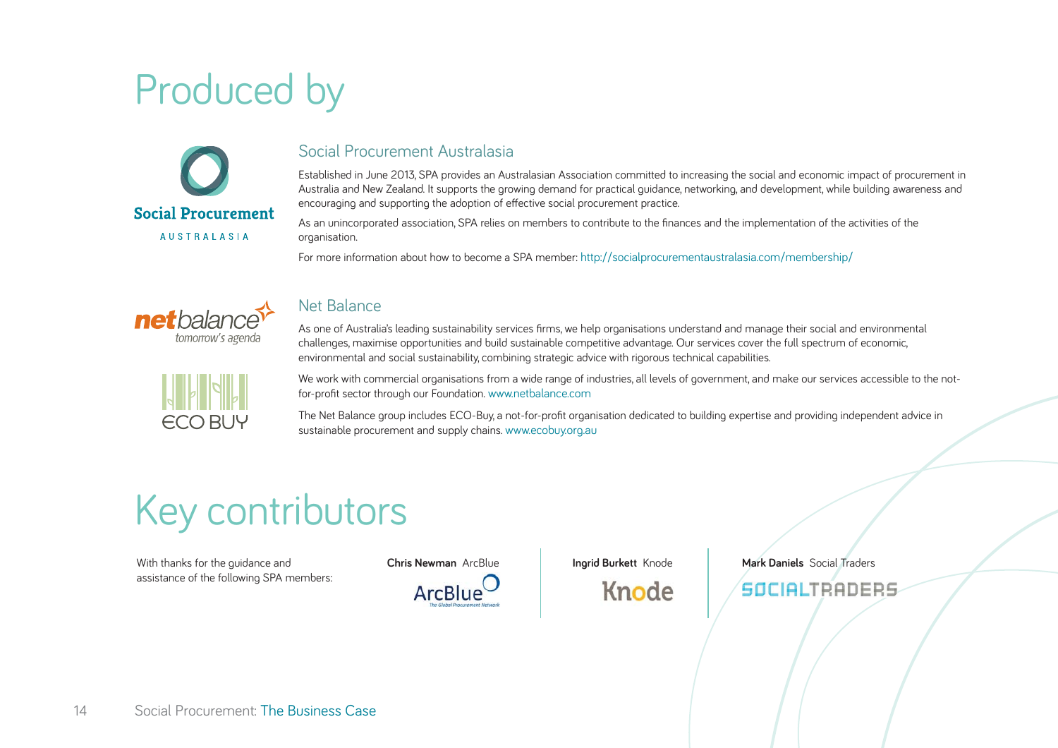# Produced by

## Social Procurement Australasia

Established in June 2013, SPA provides an Australasian Association committed to increasing the social and economic impact of procurement in Australia and New Zealand. It supports the growing demand for practical guidance, networking, and development, while building awareness and encouraging and supporting the adoption of effective social procurement practice.

As an unincorporated association, SPA relies on members to contribute to the finances and the implementation of the activities of the organisation.

For more information about how to become a SPA member: http://socialprocurementaustralasia.com/membership/

## Net Balance

As one of Australia's leading sustainability services firms, we help organisations understand and manage their social and environmental challenges, maximise opportunities and build sustainable competitive advantage. Our services cover the full spectrum of economic, environmental and social sustainability, combining strategic advice with rigorous technical capabilities.

We work with commercial organisations from a wide range of industries, all levels of government, and make our services accessible to the not-for-profit sector through our Foundation. www.netbalance.com

The Net Balance group includes ECO-Buy, a not-for-profit organisation dedicated to building expertise and providing independent advice in sustainable procurement and supply chains. www.ecobuy.org.au

# Key contributors

With thanks for the guidance and assistance of the following SPA members:

**Chris Newman** ArcBlue

**Ingrid Burkett** Knode

**Mark Daniels** Social Traders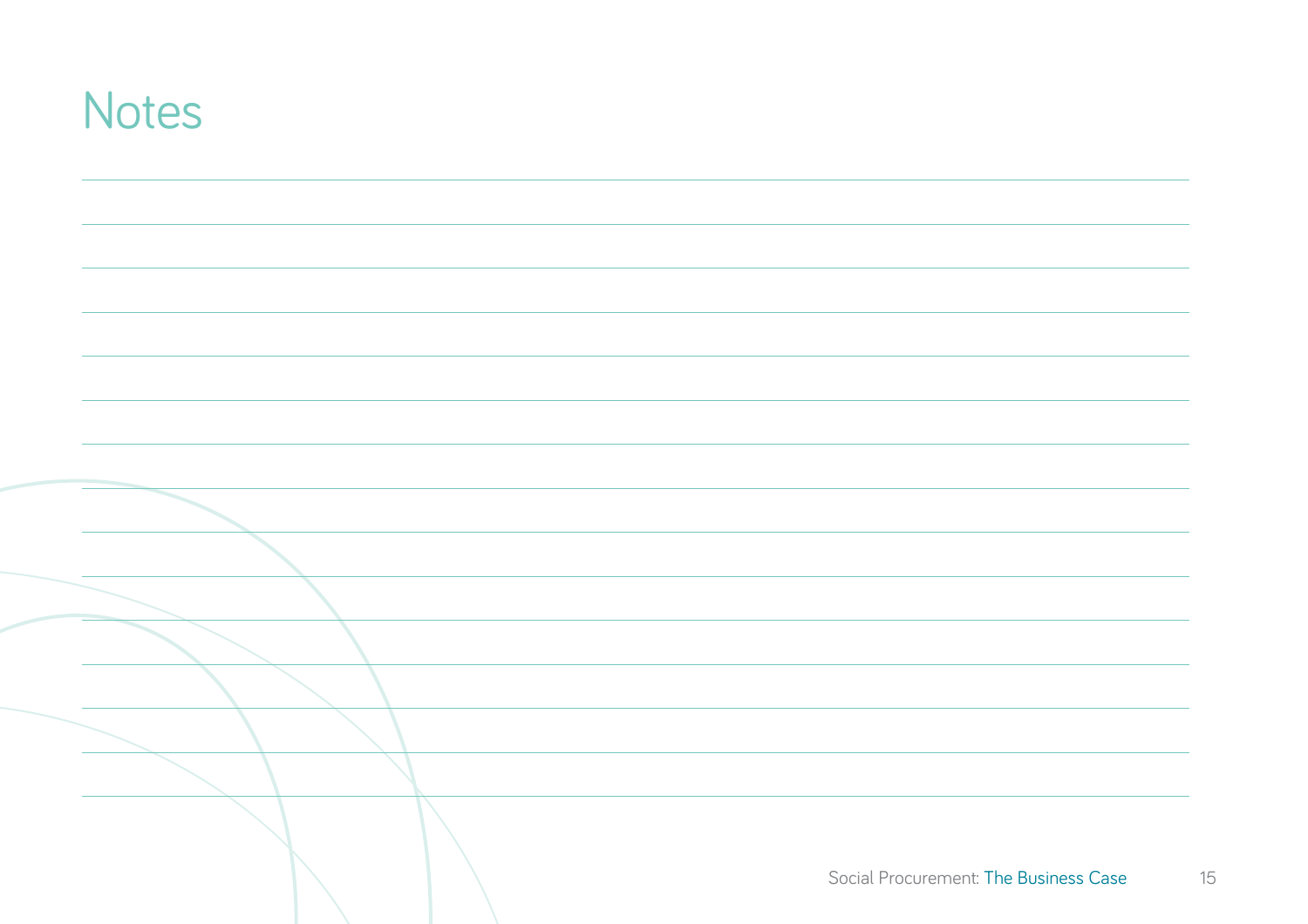# Notes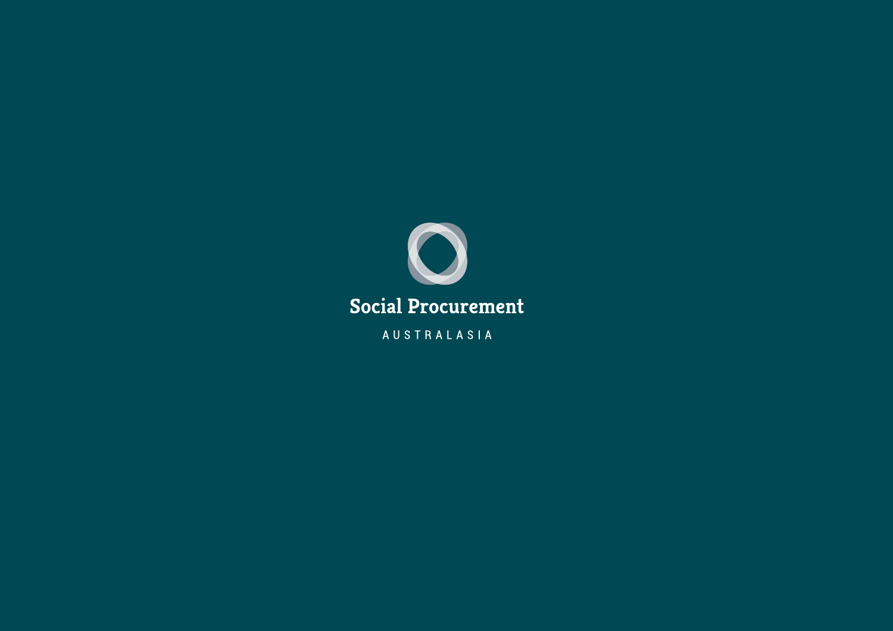Social Procurement

AUSTRALASIA